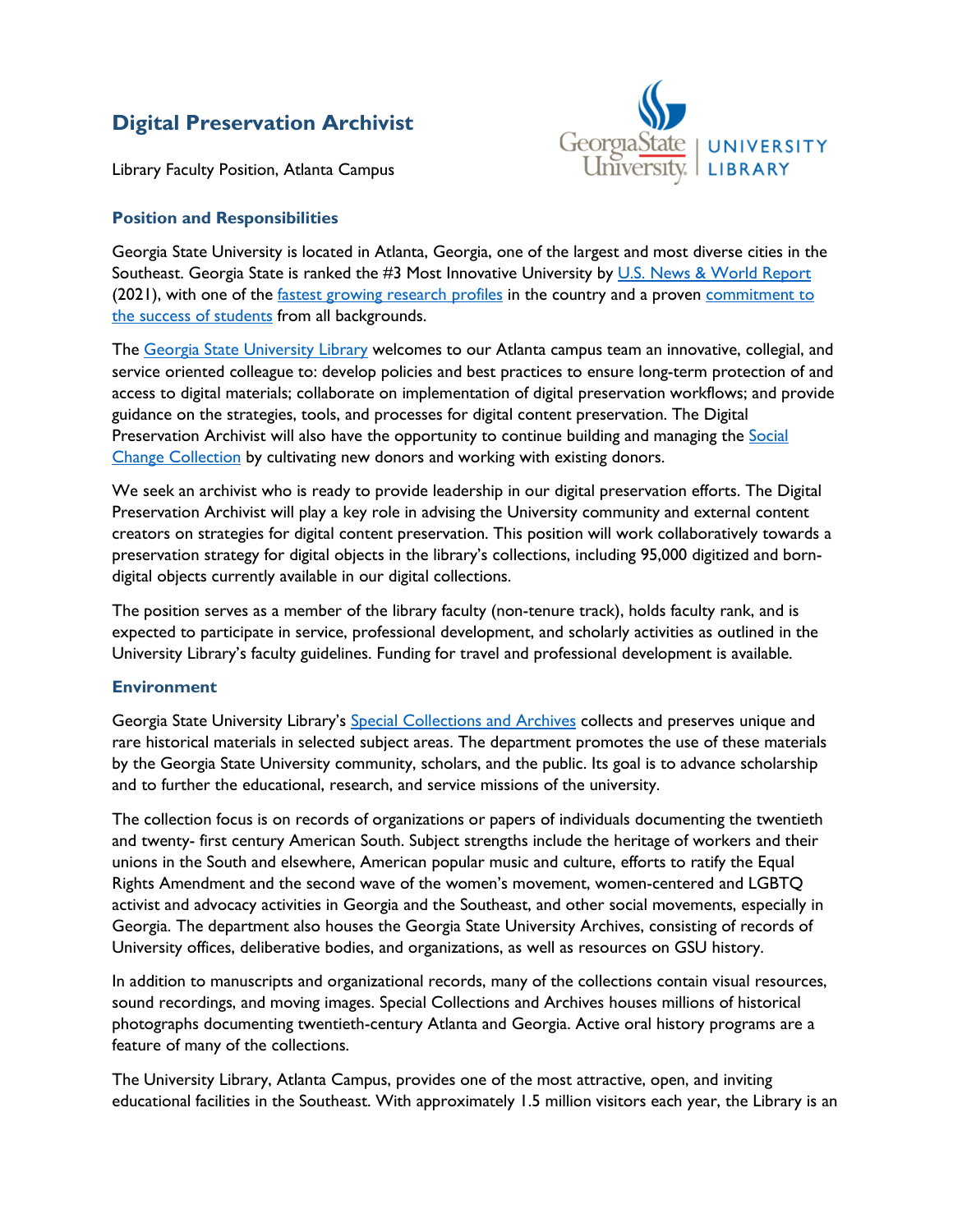# Digital Preservation Archivist

Library Faculty Position, Atlanta Campus

## Position and Responsibilities

Georgia State University is located in Atlanta, Georgia, one of the largest and most diverse cities in the Southeast. Georgia State is ranked the #3 Most Innovative University by [U.S. News & World Report](#) (2021), with one of the [fastest growing research profiles](#) in the country and a proven [commitment to the success of students](#) from all backgrounds.

The [Georgia State University Library](#) welcomes to our Atlanta campus team an innovative, collegial, and service oriented colleague to: develop policies and best practices to ensure long-term protection of and access to digital materials; collaborate on implementation of digital preservation workflows; and provide guidance on the strategies, tools, and processes for digital content preservation. The Digital Preservation Archivist will also have the opportunity to continue building and managing the [Social Change Collection](#) by cultivating new donors and working with existing donors.

We seek an archivist who is ready to provide leadership in our digital preservation efforts. The Digital Preservation Archivist will play a key role in advising the University community and external content creators on strategies for digital content preservation. This position will work collaboratively towards a preservation strategy for digital objects in the library's collections, including 95,000 digitized and born-digital objects currently available in our digital collections.

The position serves as a member of the library faculty (non-tenure track), holds faculty rank, and is expected to participate in service, professional development, and scholarly activities as outlined in the University Library's faculty guidelines. Funding for travel and professional development is available.

## Environment

Georgia State University Library's [Special Collections and Archives](#) collects and preserves unique and rare historical materials in selected subject areas. The department promotes the use of these materials by the Georgia State University community, scholars, and the public. Its goal is to advance scholarship and to further the educational, research, and service missions of the university.

The collection focus is on records of organizations or papers of individuals documenting the twentieth and twenty- first century American South. Subject strengths include the heritage of workers and their unions in the South and elsewhere, American popular music and culture, efforts to ratify the Equal Rights Amendment and the second wave of the women's movement, women-centered and LGBTQ activist and advocacy activities in Georgia and the Southeast, and other social movements, especially in Georgia. The department also houses the Georgia State University Archives, consisting of records of University offices, deliberative bodies, and organizations, as well as resources on GSU history.

In addition to manuscripts and organizational records, many of the collections contain visual resources, sound recordings, and moving images. Special Collections and Archives houses millions of historical photographs documenting twentieth-century Atlanta and Georgia. Active oral history programs are a feature of many of the collections.

The University Library, Atlanta Campus, provides one of the most attractive, open, and inviting educational facilities in the Southeast. With approximately 1.5 million visitors each year, the Library is an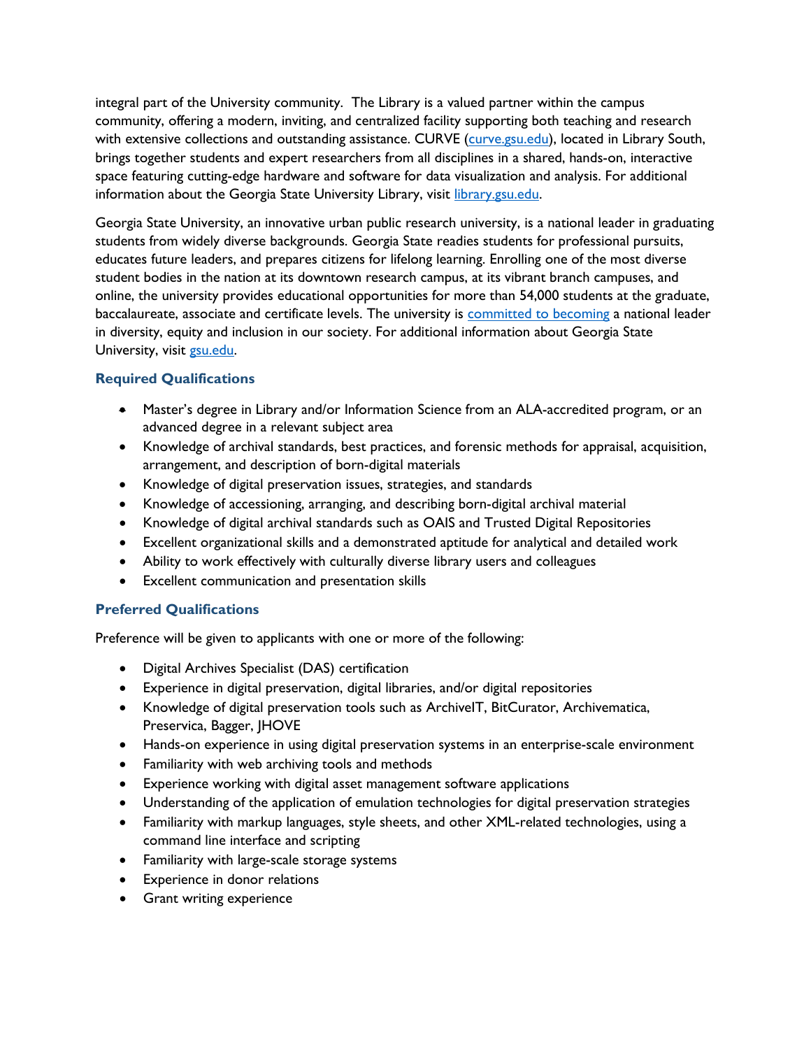integral part of the University community. The Library is a valued partner within the campus community, offering a modern, inviting, and centralized facility supporting both teaching and research with extensive collections and outstanding assistance. CURVE ([curve.gsu.edu](curve.gsu.edu)), located in Library South, brings together students and expert researchers from all disciplines in a shared, hands-on, interactive space featuring cutting-edge hardware and software for data visualization and analysis. For additional information about the Georgia State University Library, visit [library.gsu.edu](library.gsu.edu).

Georgia State University, an innovative urban public research university, is a national leader in graduating students from widely diverse backgrounds. Georgia State readies students for professional pursuits, educates future leaders, and prepares citizens for lifelong learning. Enrolling one of the most diverse student bodies in the nation at its downtown research campus, at its vibrant branch campuses, and online, the university provides educational opportunities for more than 54,000 students at the graduate, baccalaureate, associate and certificate levels. The university is committed to becoming a national leader in diversity, equity and inclusion in our society. For additional information about Georgia State University, visit [gsu.edu](gsu.edu).

### Required Qualifications

- Master's degree in Library and/or Information Science from an ALA-accredited program, or an advanced degree in a relevant subject area
- Knowledge of archival standards, best practices, and forensic methods for appraisal, acquisition, arrangement, and description of born-digital materials
- Knowledge of digital preservation issues, strategies, and standards
- Knowledge of accessioning, arranging, and describing born-digital archival material
- Knowledge of digital archival standards such as OAIS and Trusted Digital Repositories
- Excellent organizational skills and a demonstrated aptitude for analytical and detailed work
- Ability to work effectively with culturally diverse library users and colleagues
- Excellent communication and presentation skills

### Preferred Qualifications

Preference will be given to applicants with one or more of the following:

- Digital Archives Specialist (DAS) certification
- Experience in digital preservation, digital libraries, and/or digital repositories
- Knowledge of digital preservation tools such as ArchiveIT, BitCurator, Archivematica, Preservica, Bagger, JHOVE
- Hands-on experience in using digital preservation systems in an enterprise-scale environment
- Familiarity with web archiving tools and methods
- Experience working with digital asset management software applications
- Understanding of the application of emulation technologies for digital preservation strategies
- Familiarity with markup languages, style sheets, and other XML-related technologies, using a command line interface and scripting
- Familiarity with large-scale storage systems
- Experience in donor relations
- Grant writing experience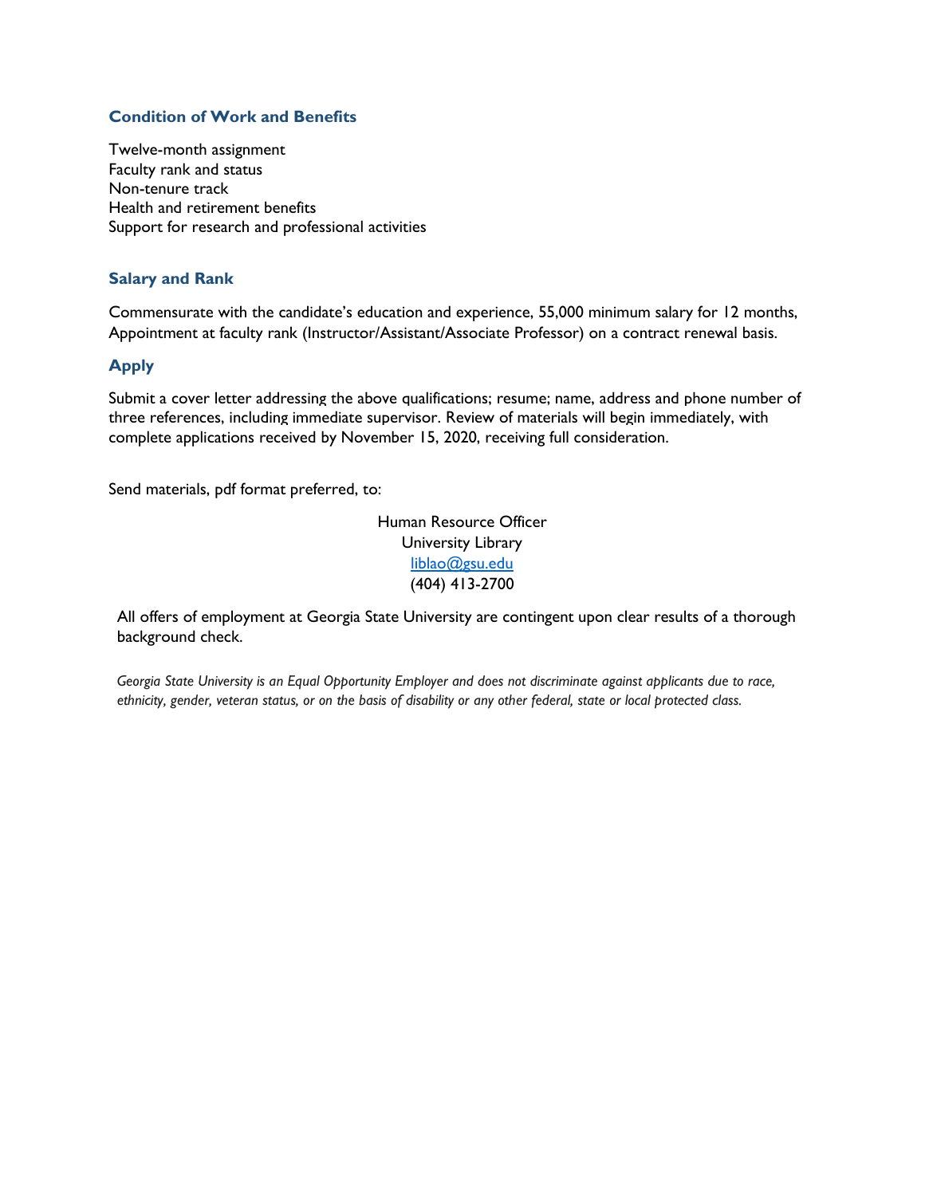### Condition of Work and Benefits

Twelve-month assignment
Faculty rank and status
Non-tenure track
Health and retirement benefits
Support for research and professional activities

### Salary and Rank

Commensurate with the candidate's education and experience, 55,000 minimum salary for 12 months, Appointment at faculty rank (Instructor/Assistant/Associate Professor) on a contract renewal basis.

### Apply

Submit a cover letter addressing the above qualifications; resume; name, address and phone number of three references, including immediate supervisor. Review of materials will begin immediately, with complete applications received by November 15, 2020, receiving full consideration.

Send materials, pdf format preferred, to:

Human Resource Officer
University Library
liblao@gsu.edu
(404) 413-2700

All offers of employment at Georgia State University are contingent upon clear results of a thorough background check.

*Georgia State University is an Equal Opportunity Employer and does not discriminate against applicants due to race, ethnicity, gender, veteran status, or on the basis of disability or any other federal, state or local protected class.*